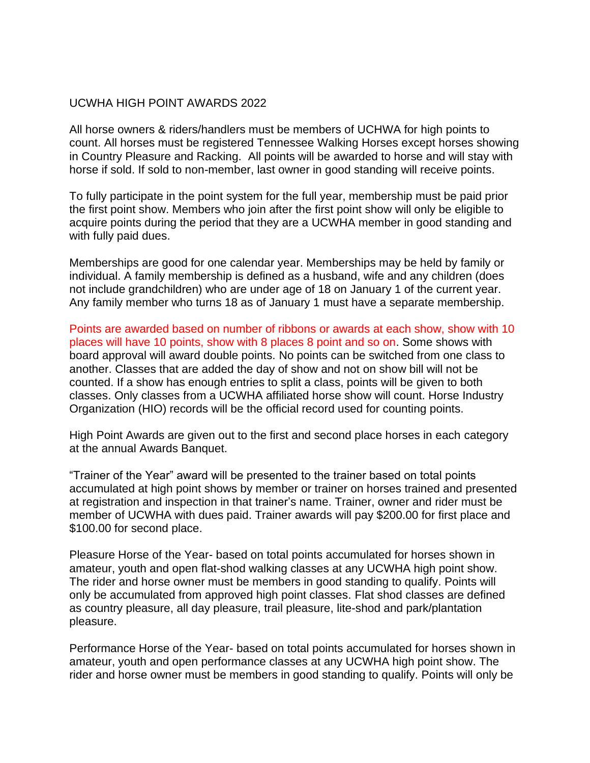# UCWHA HIGH POINT AWARDS 2022

All horse owners & riders/handlers must be members of UCHWA for high points to count. All horses must be registered Tennessee Walking Horses except horses showing in Country Pleasure and Racking. All points will be awarded to horse and will stay with horse if sold. If sold to non-member, last owner in good standing will receive points.

To fully participate in the point system for the full year, membership must be paid prior the first point show. Members who join after the first point show will only be eligible to acquire points during the period that they are a UCWHA member in good standing and with fully paid dues.

Memberships are good for one calendar year. Memberships may be held by family or individual. A family membership is defined as a husband, wife and any children (does not include grandchildren) who are under age of 18 on January 1 of the current year. Any family member who turns 18 as of January 1 must have a separate membership.

Points are awarded based on number of ribbons or awards at each show, show with 10 places will have 10 points, show with 8 places 8 point and so on. Some shows with board approval will award double points. No points can be switched from one class to another. Classes that are added the day of show and not on show bill will not be counted. If a show has enough entries to split a class, points will be given to both classes. Only classes from a UCWHA affiliated horse show will count. Horse Industry Organization (HIO) records will be the official record used for counting points.

High Point Awards are given out to the first and second place horses in each category at the annual Awards Banquet.

"Trainer of the Year" award will be presented to the trainer based on total points accumulated at high point shows by member or trainer on horses trained and presented at registration and inspection in that trainer's name. Trainer, owner and rider must be member of UCWHA with dues paid. Trainer awards will pay $200.00 for first place and $100.00 for second place.

Pleasure Horse of the Year- based on total points accumulated for horses shown in amateur, youth and open flat-shod walking classes at any UCWHA high point show. The rider and horse owner must be members in good standing to qualify. Points will only be accumulated from approved high point classes. Flat shod classes are defined as country pleasure, all day pleasure, trail pleasure, lite-shod and park/plantation pleasure.

Performance Horse of the Year- based on total points accumulated for horses shown in amateur, youth and open performance classes at any UCWHA high point show. The rider and horse owner must be members in good standing to qualify. Points will only be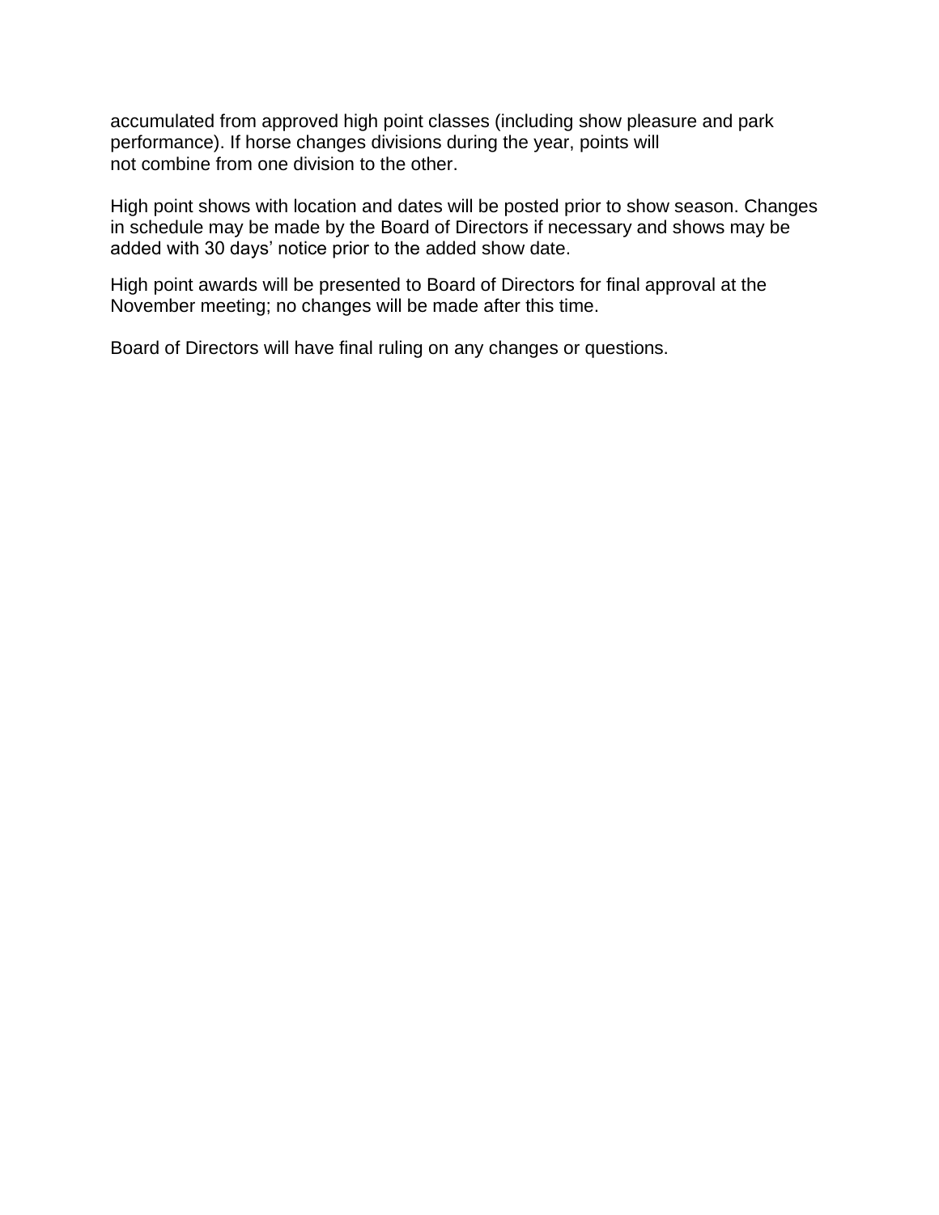accumulated from approved high point classes (including show pleasure and park performance). If horse changes divisions during the year, points will not combine from one division to the other.

High point shows with location and dates will be posted prior to show season. Changes in schedule may be made by the Board of Directors if necessary and shows may be added with 30 days' notice prior to the added show date.

High point awards will be presented to Board of Directors for final approval at the November meeting; no changes will be made after this time.

Board of Directors will have final ruling on any changes or questions.